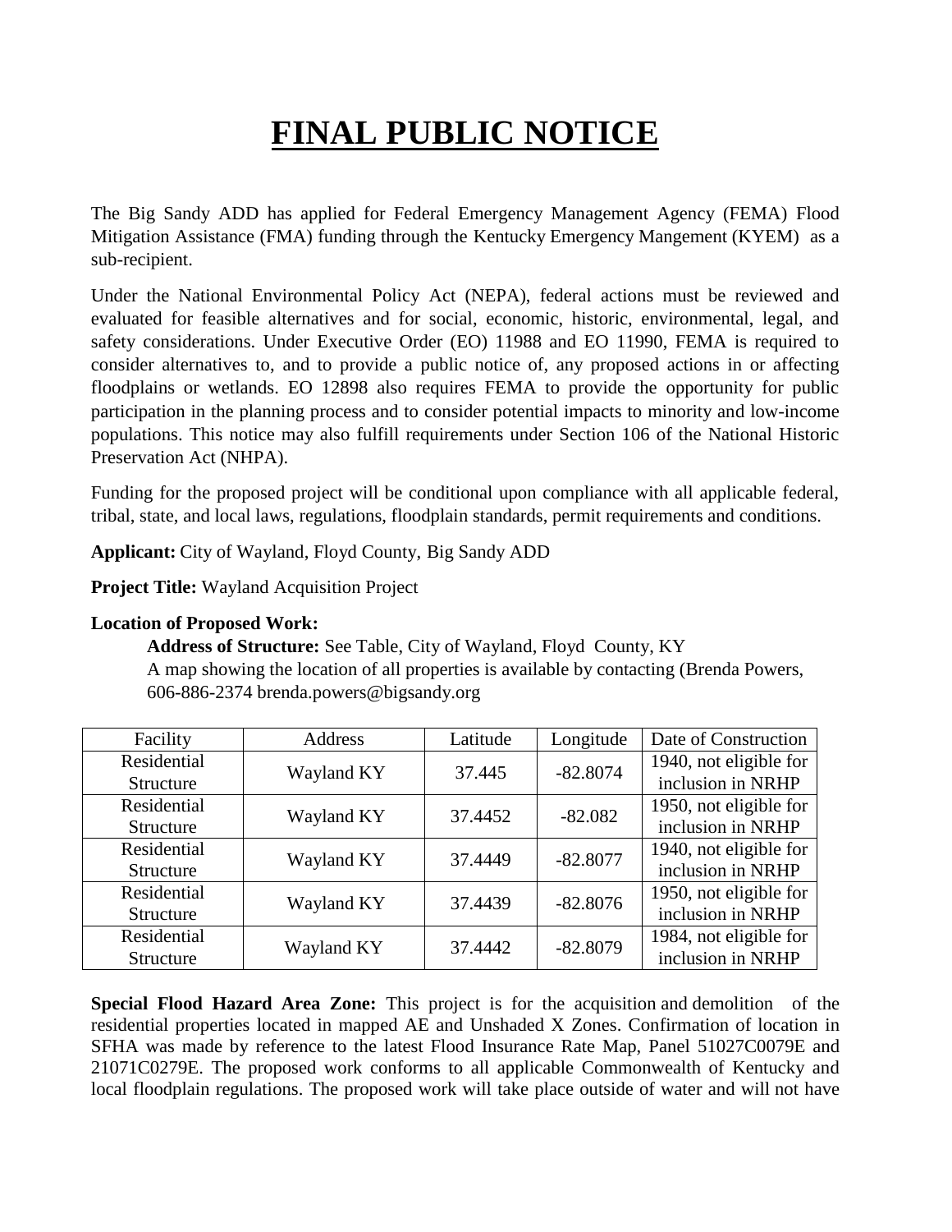# FINAL PUBLIC NOTICE

The Big Sandy ADD has applied for Federal Emergency Management Agency (FEMA) Flood Mitigation Assistance (FMA) funding through the Kentucky Emergency Mangement (KYEM) as a sub-recipient.

Under the National Environmental Policy Act (NEPA), federal actions must be reviewed and evaluated for feasible alternatives and for social, economic, historic, environmental, legal, and safety considerations. Under Executive Order (EO) 11988 and EO 11990, FEMA is required to consider alternatives to, and to provide a public notice of, any proposed actions in or affecting floodplains or wetlands. EO 12898 also requires FEMA to provide the opportunity for public participation in the planning process and to consider potential impacts to minority and low-income populations. This notice may also fulfill requirements under Section 106 of the National Historic Preservation Act (NHPA).

Funding for the proposed project will be conditional upon compliance with all applicable federal, tribal, state, and local laws, regulations, floodplain standards, permit requirements and conditions.

**Applicant:** City of Wayland, Floyd County, Big Sandy ADD

**Project Title:** Wayland Acquisition Project

**Location of Proposed Work:**

**Address of Structure:** See Table, City of Wayland, Floyd County, KY
A map showing the location of all properties is available by contacting (Brenda Powers, 606-886-2374 brenda.powers@bigsandy.org

| Facility | Address | Latitude | Longitude | Date of Construction |
|---|---|---|---|---|
| Residential Structure | Wayland KY | 37.445 | -82.8074 | 1940, not eligible for inclusion in NRHP |
| Residential Structure | Wayland KY | 37.4452 | -82.082 | 1950, not eligible for inclusion in NRHP |
| Residential Structure | Wayland KY | 37.4449 | -82.8077 | 1940, not eligible for inclusion in NRHP |
| Residential Structure | Wayland KY | 37.4439 | -82.8076 | 1950, not eligible for inclusion in NRHP |
| Residential Structure | Wayland KY | 37.4442 | -82.8079 | 1984, not eligible for inclusion in NRHP |

**Special Flood Hazard Area Zone:** This project is for the acquisition and demolition of the residential properties located in mapped AE and Unshaded X Zones. Confirmation of location in SFHA was made by reference to the latest Flood Insurance Rate Map, Panel 51027C0079E and 21071C0279E. The proposed work conforms to all applicable Commonwealth of Kentucky and local floodplain regulations. The proposed work will take place outside of water and will not have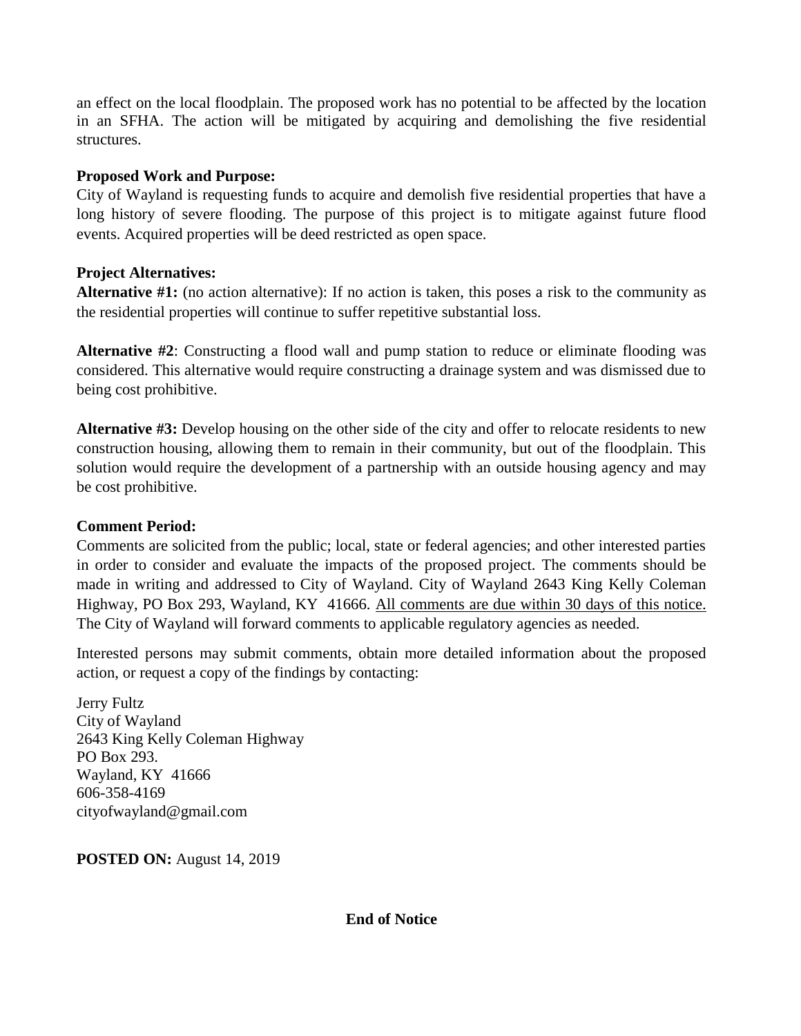an effect on the local floodplain. The proposed work has no potential to be affected by the location in an SFHA. The action will be mitigated by acquiring and demolishing the five residential structures.

**Proposed Work and Purpose:**
City of Wayland is requesting funds to acquire and demolish five residential properties that have a long history of severe flooding. The purpose of this project is to mitigate against future flood events. Acquired properties will be deed restricted as open space.

**Project Alternatives:**
**Alternative #1:** (no action alternative): If no action is taken, this poses a risk to the community as the residential properties will continue to suffer repetitive substantial loss.

**Alternative #2**: Constructing a flood wall and pump station to reduce or eliminate flooding was considered. This alternative would require constructing a drainage system and was dismissed due to being cost prohibitive.

**Alternative #3:** Develop housing on the other side of the city and offer to relocate residents to new construction housing, allowing them to remain in their community, but out of the floodplain. This solution would require the development of a partnership with an outside housing agency and may be cost prohibitive.

**Comment Period:**
Comments are solicited from the public; local, state or federal agencies; and other interested parties in order to consider and evaluate the impacts of the proposed project. The comments should be made in writing and addressed to City of Wayland. City of Wayland 2643 King Kelly Coleman Highway, PO Box 293, Wayland, KY 41666. <u>All comments are due within 30 days of this notice.</u> The City of Wayland will forward comments to applicable regulatory agencies as needed.

Interested persons may submit comments, obtain more detailed information about the proposed action, or request a copy of the findings by contacting:

Jerry Fultz
City of Wayland
2643 King Kelly Coleman Highway
PO Box 293.
Wayland, KY 41666
606-358-4169
cityofwayland@gmail.com

**POSTED ON:** August 14, 2019

**End of Notice**